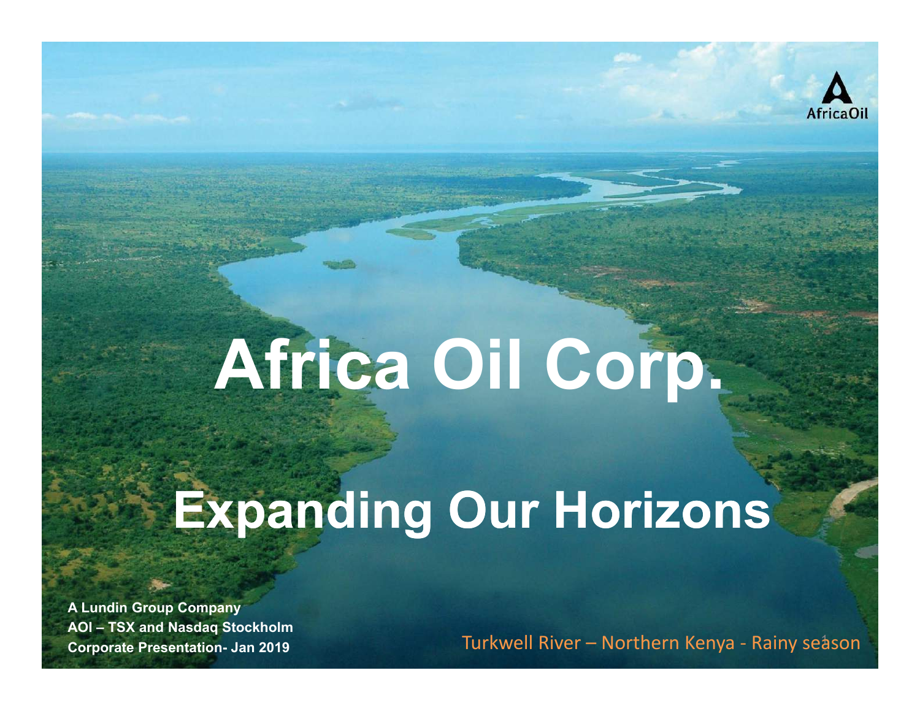# Africa Oil Corp.

## Expanding Our Horizons

**A Lundin Group Company**
**AOI – TSX and Nasdaq Stockholm**
**Corporate Presentation- Jan 2019**

Turkwell River – Northern Kenya - Rainy season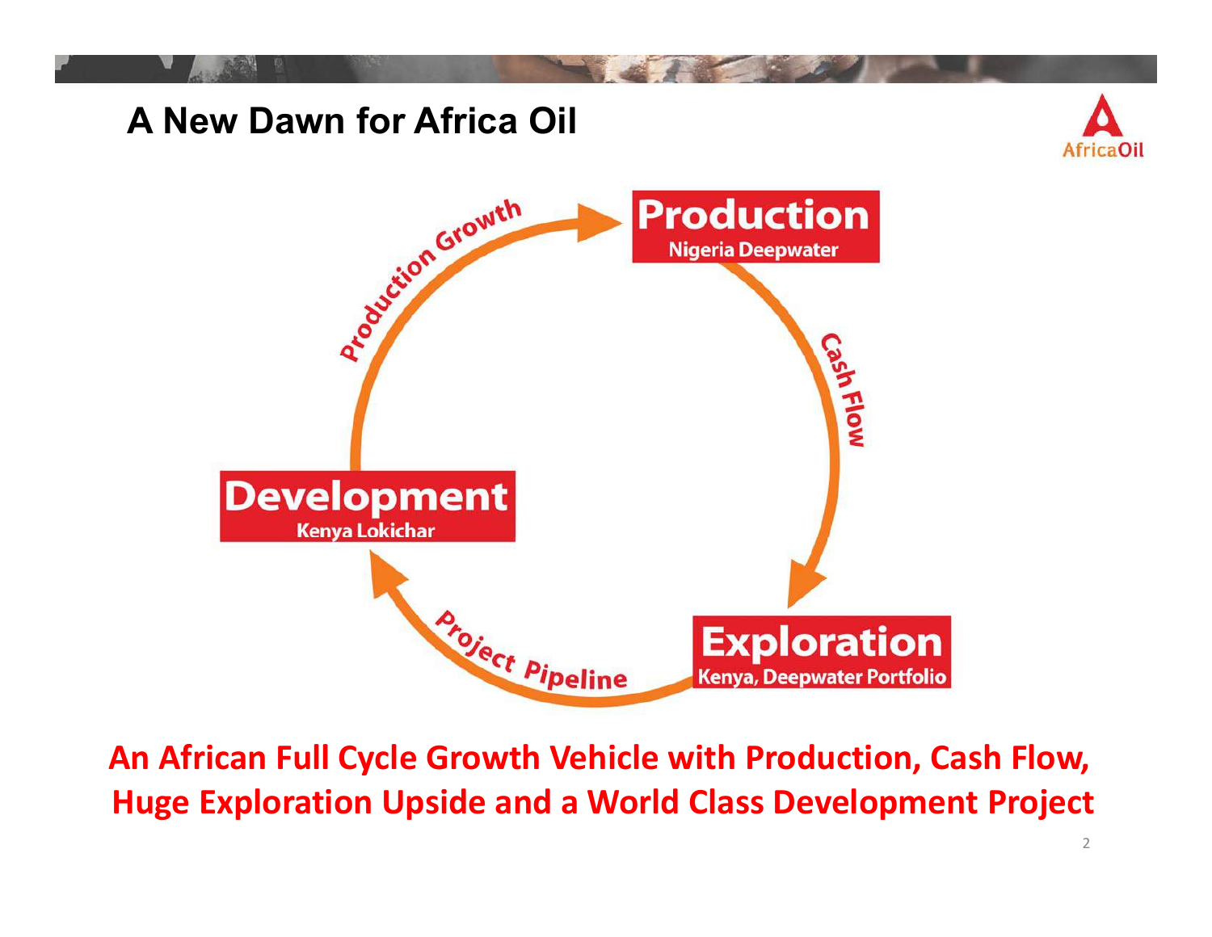# A New Dawn for Africa Oil

**Production**
Nigeria Deepwater

Cash Flow

**Exploration**
Kenya, Deepwater Portfolio

Project Pipeline

**Development**
Kenya Lokichar

Production Growth

**An African Full Cycle Growth Vehicle with Production, Cash Flow, Huge Exploration Upside and a World Class Development Project**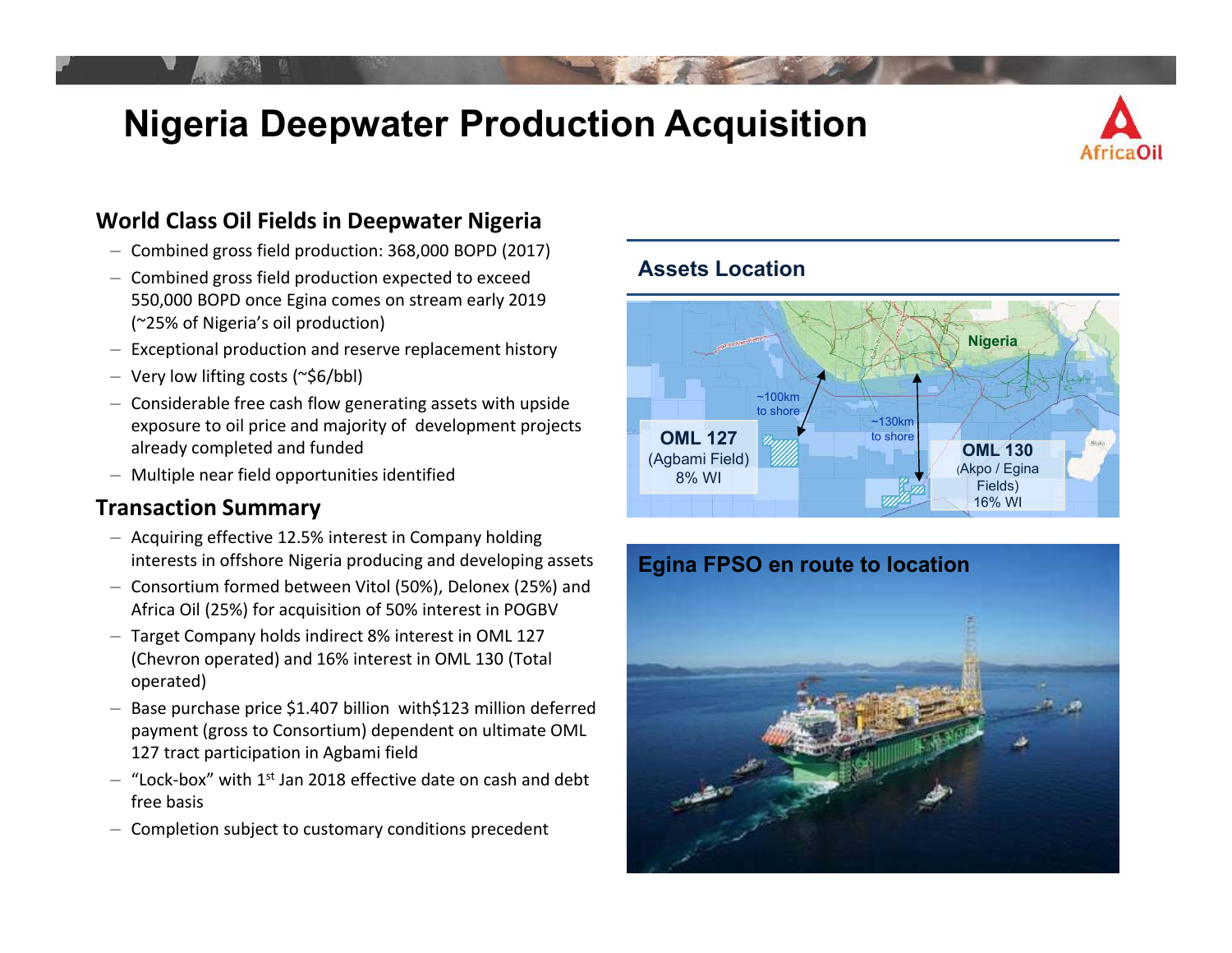# Nigeria Deepwater Production Acquisition

## World Class Oil Fields in Deepwater Nigeria

- Combined gross field production: 368,000 BOPD (2017)
- Combined gross field production expected to exceed 550,000 BOPD once Egina comes on stream early 2019 (~25% of Nigeria's oil production)
- Exceptional production and reserve replacement history
- Very low lifting costs (~$6/bbl)
- Considerable free cash flow generating assets with upside exposure to oil price and majority of development projects already completed and funded
- Multiple near field opportunities identified

## Transaction Summary

- Acquiring effective 12.5% interest in Company holding interests in offshore Nigeria producing and developing assets
- Consortium formed between Vitol (50%), Delonex (25%) and Africa Oil (25%) for acquisition of 50% interest in POGBV
- Target Company holds indirect 8% interest in OML 127 (Chevron operated) and 16% interest in OML 130 (Total operated)
- Base purchase price $1.407 billion with$123 million deferred payment (gross to Consortium) dependent on ultimate OML 127 tract participation in Agbami field
- "Lock-box" with 1st Jan 2018 effective date on cash and debt free basis
- Completion subject to customary conditions precedent

### Assets Location

Nigeria

~100km to shore

~130km to shore

**OML 127** (Agbami Field) 8% WI

**OML 130** (Akpo / Egina Fields) 16% WI

### Egina FPSO en route to location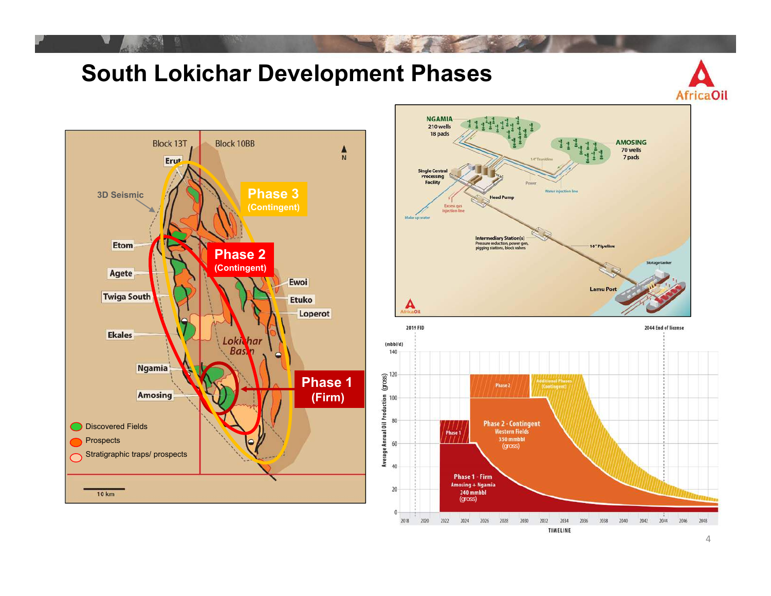# South Lokichar Development Phases

Block 13T | Block 10BB

3D Seismic

Erut, Etom, Agete, Twiga South, Ekales, Ngamia, Amosing, Ewoi, Etuko, Loperot

Lokichar Basin

**Phase 3** (Contingent)

**Phase 2** (Contingent)

**Phase 1** (Firm)

- Discovered Fields
- Prospects
- Stratigraphic traps/ prospects

10 km

NGAMIA 210 wells 18 pads

AMOSING 70 wells 7 pads

Single Central Processing Facility

14" Trunkline

Power

Water injection line

Head Pump

Excess gas injection line

Make up water

Intermediary Station(s) Pressure reduction, power gen, pigging stations, block valves

16" Pipeline

Storage tanker

Lamu Port

2019 FID

2044 End of license

(mbbl/d)

Average Annual Oil Production (gross)

Phase 1

Phase 2

Additional Phases (Contingent)

Phase 2 - Contingent Western Fields 350 mmbbl (gross)

Phase 1 - Firm Amosing + Ngamia 240 mmbbl (gross)

TIMELINE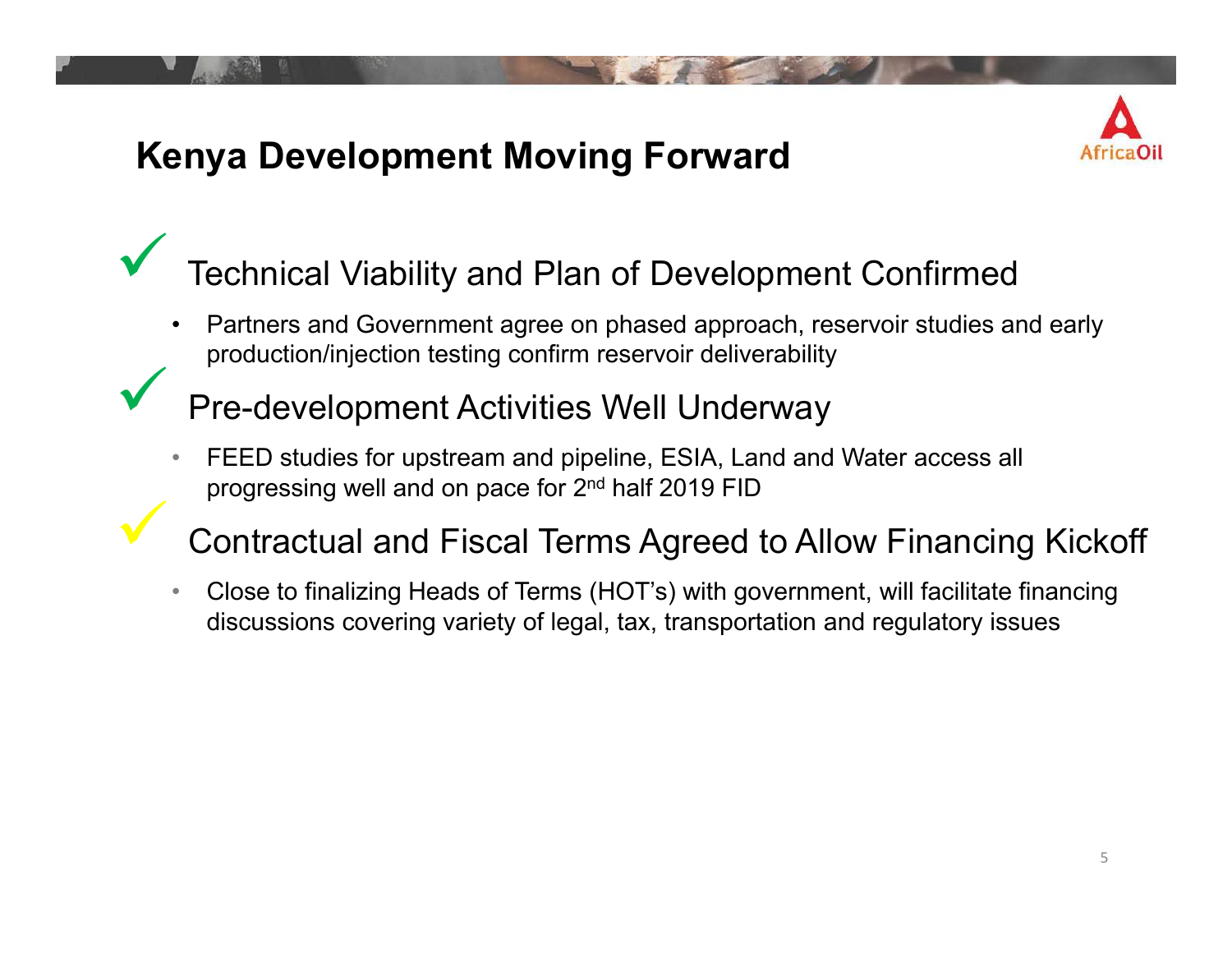# Kenya Development Moving Forward

✓ Technical Viability and Plan of Development Confirmed

- Partners and Government agree on phased approach, reservoir studies and early production/injection testing confirm reservoir deliverability

✓ Pre-development Activities Well Underway

- FEED studies for upstream and pipeline, ESIA, Land and Water access all progressing well and on pace for 2nd half 2019 FID

✓ Contractual and Fiscal Terms Agreed to Allow Financing Kickoff

- Close to finalizing Heads of Terms (HOT's) with government, will facilitate financing discussions covering variety of legal, tax, transportation and regulatory issues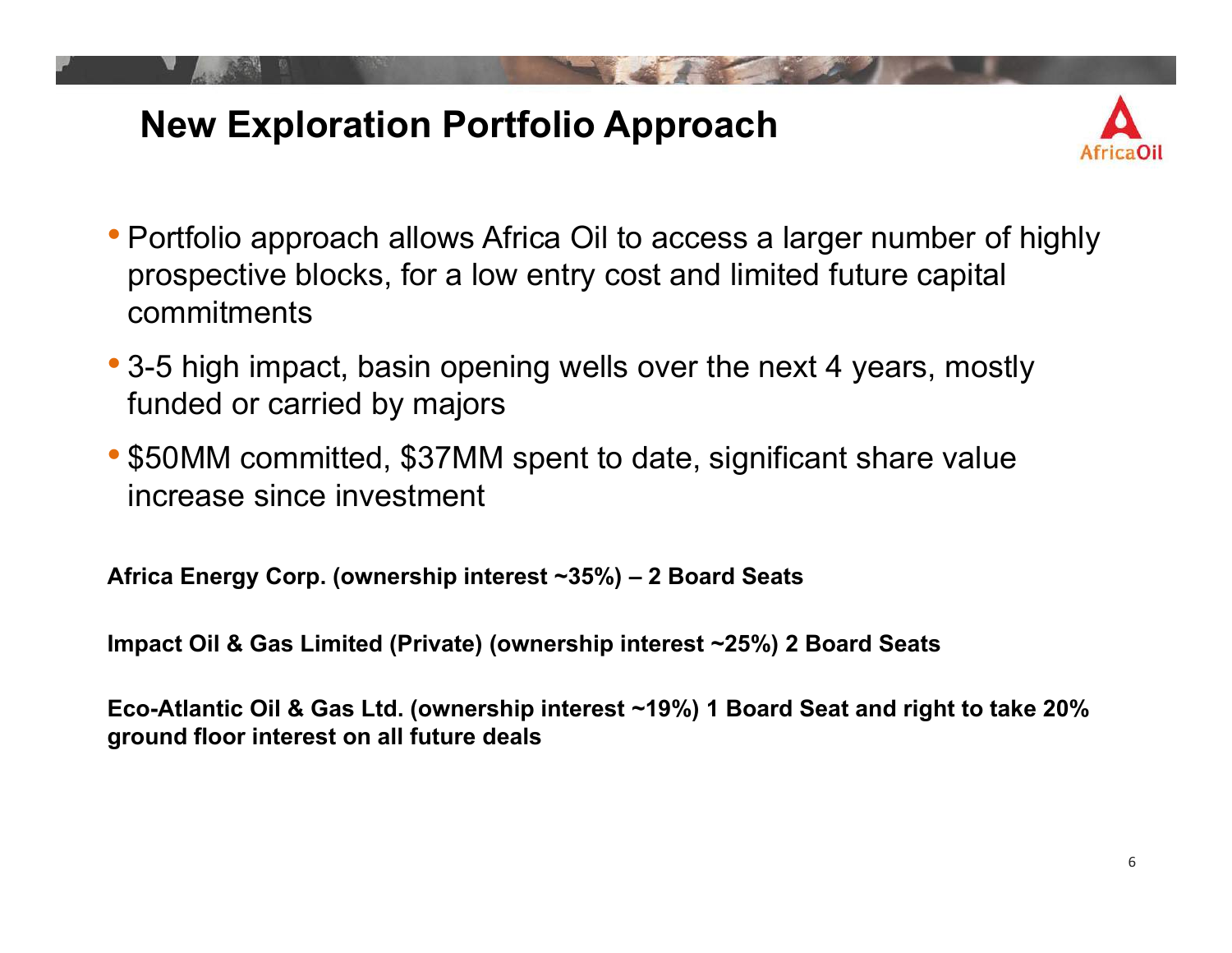# New Exploration Portfolio Approach

- Portfolio approach allows Africa Oil to access a larger number of highly prospective blocks, for a low entry cost and limited future capital commitments
- 3-5 high impact, basin opening wells over the next 4 years, mostly funded or carried by majors
- \$50MM committed, \$37MM spent to date, significant share value increase since investment

**Africa Energy Corp. (ownership interest ~35%) – 2 Board Seats**

**Impact Oil & Gas Limited (Private) (ownership interest ~25%) 2 Board Seats**

**Eco-Atlantic Oil & Gas Ltd. (ownership interest ~19%) 1 Board Seat and right to take 20% ground floor interest on all future deals**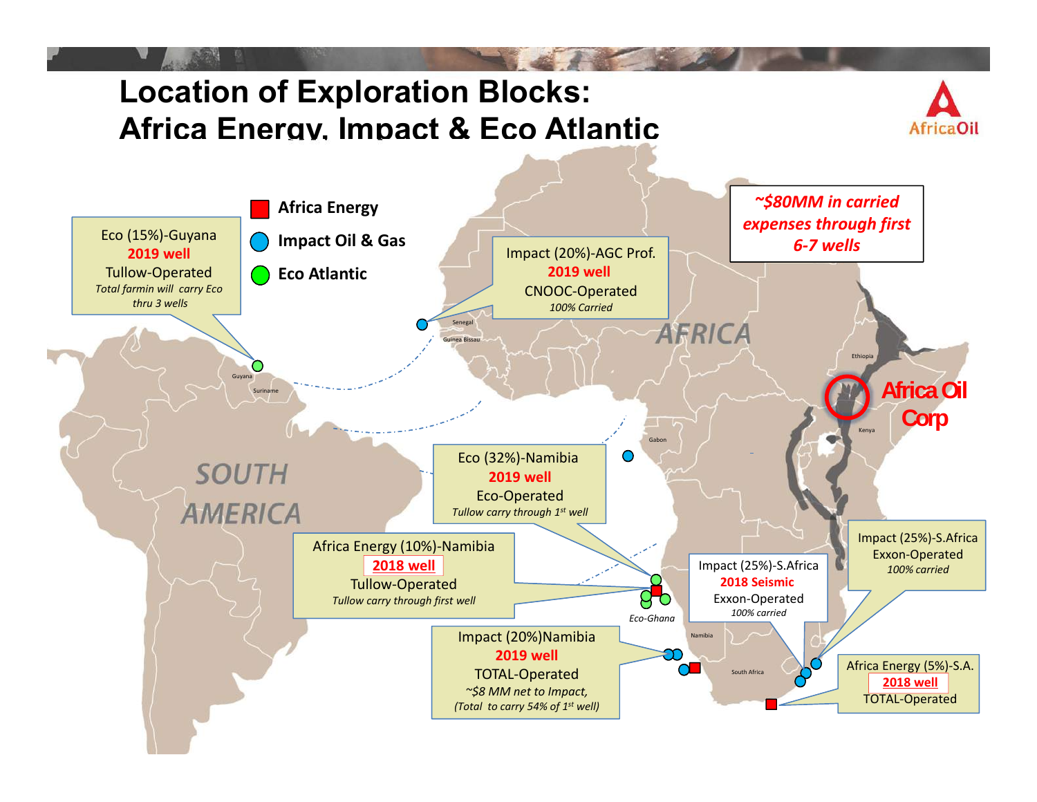# Location of Exploration Blocks: Africa Energy, Impact & Eco Atlantic

- Africa Energy
- Impact Oil & Gas
- Eco Atlantic

**~$80MM in carried expenses through first 6-7 wells**

Eco (15%)-Guyana
**2019 well**
Tullow-Operated
*Total farmin will carry Eco thru 3 wells*

Impact (20%)-AGC Prof.
**2019 well**
CNOOC-Operated
*100% Carried*

Eco (32%)-Namibia
**2019 well**
Eco-Operated
*Tullow carry through 1st well*

Africa Energy (10%)-Namibia
**2018 well**
Tullow-Operated
*Tullow carry through first well*

Impact (25%)-S.Africa
**2018 Seismic**
Exxon-Operated
*100% carried*

Impact (25%)-S.Africa
Exxon-Operated
*100% carried*

Impact (20%)Namibia
**2019 well**
TOTAL-Operated
*~$8 MM net to Impact,*
*(Total to carry 54% of 1st well)*

Africa Energy (5%)-S.A.
**2018 well**
TOTAL-Operated

Eco-Ghana

**Africa Oil Corp**

SOUTH AMERICA

AFRICA

Guyana, Suriname, Senegal, Guinea Bissau, Gabon, Ethiopia, Kenya, Namibia, South Africa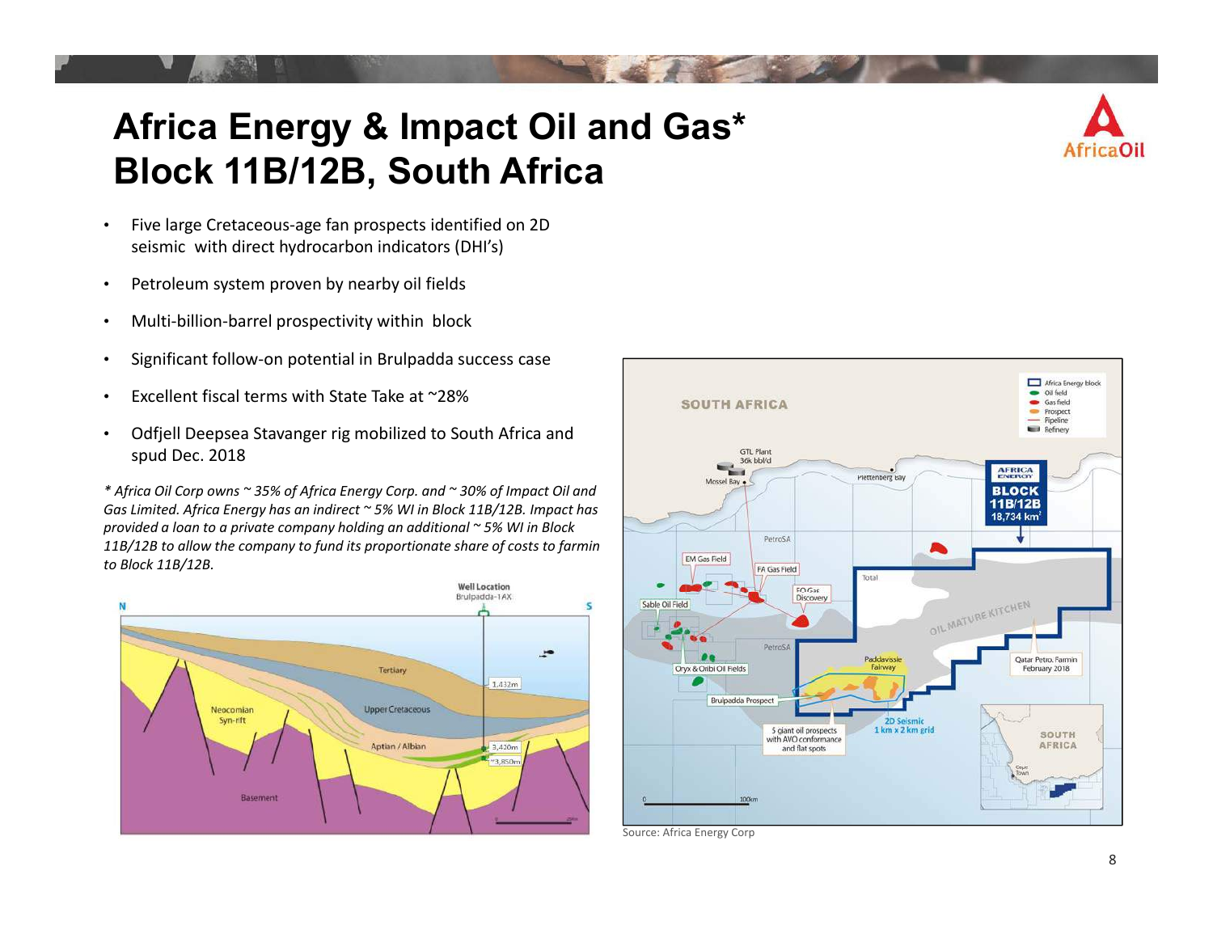# Africa Energy & Impact Oil and Gas* Block 11B/12B, South Africa

- Five large Cretaceous-age fan prospects identified on 2D seismic with direct hydrocarbon indicators (DHI's)
- Petroleum system proven by nearby oil fields
- Multi-billion-barrel prospectivity within block
- Significant follow-on potential in Brulpadda success case
- Excellent fiscal terms with State Take at ~28%
- Odfjell Deepsea Stavanger rig mobilized to South Africa and spud Dec. 2018

*\* Africa Oil Corp owns ~ 35% of Africa Energy Corp. and ~ 30% of Impact Oil and Gas Limited. Africa Energy has an indirect ~ 5% WI in Block 11B/12B. Impact has provided a loan to a private company holding an additional ~ 5% WI in Block 11B/12B to allow the company to fund its proportionate share of costs to farmin to Block 11B/12B.*

Source: Africa Energy Corp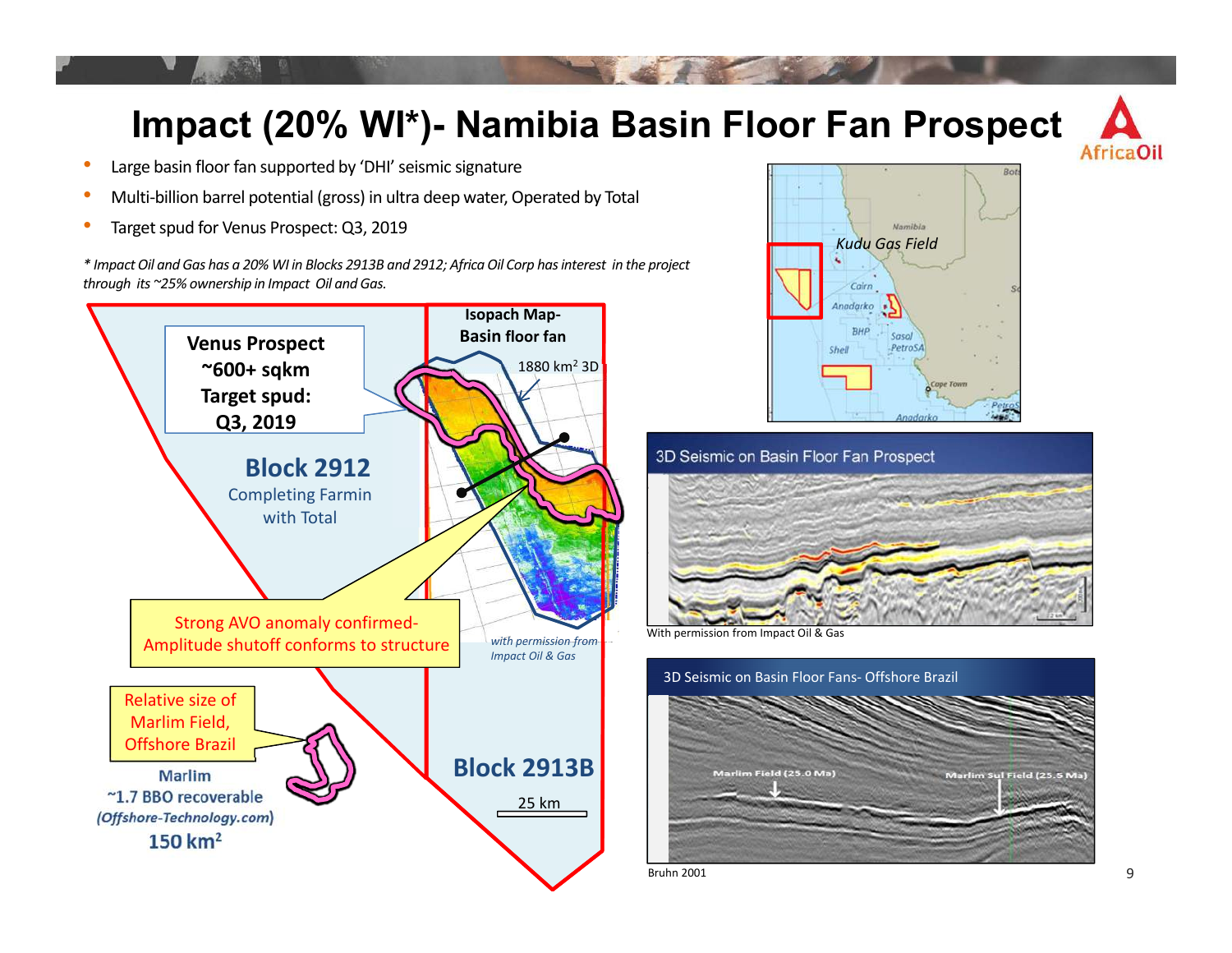# Impact (20% WI*)- Namibia Basin Floor Fan Prospect

- Large basin floor fan supported by 'DHI' seismic signature
- Multi-billion barrel potential (gross) in ultra deep water, Operated by Total
- Target spud for Venus Prospect: Q3, 2019

*\* Impact Oil and Gas has a 20% WI in Blocks 2913B and 2912; Africa Oil Corp has interest in the project through its ~25% ownership in Impact Oil and Gas.*

**Venus Prospect ~600+ sqkm Target spud: Q3, 2019**

**Block 2912**
Completing Farmin with Total

**Isopach Map- Basin floor fan**

1880 km² 3D

Strong AVO anomaly confirmed- Amplitude shutoff conforms to structure

*with permission from Impact Oil & Gas*

Relative size of Marlim Field, Offshore Brazil

Marlim
~1.7 BBO recoverable
*(Offshore-Technology.com)*
150 km²

**Block 2913B**

25 km

Kudu Gas Field

3D Seismic on Basin Floor Fan Prospect

With permission from Impact Oil & Gas

3D Seismic on Basin Floor Fans- Offshore Brazil

Marlim Field (25.0 Ma)

Marlim Sul Field (25.5 Ma)

Bruhn 2001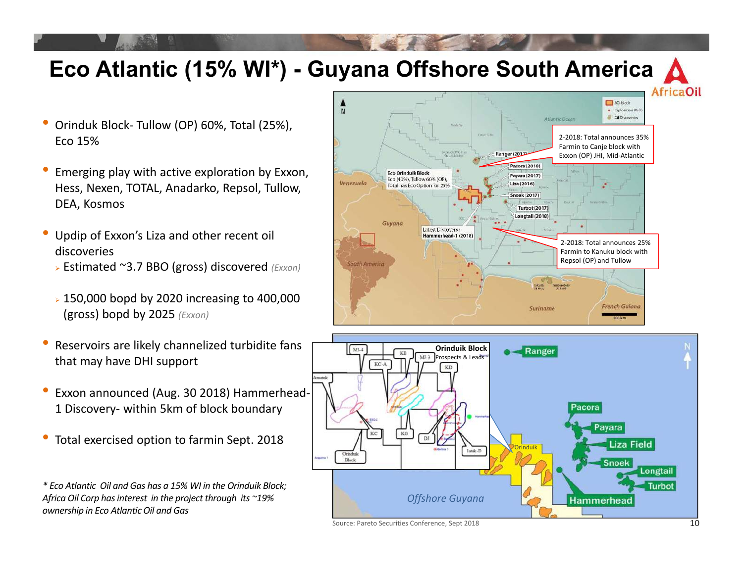# Eco Atlantic (15% WI*) - Guyana Offshore South America

- Orinduk Block- Tullow (OP) 60%, Total (25%), Eco 15%
- Emerging play with active exploration by Exxon, Hess, Nexen, TOTAL, Anadarko, Repsol, Tullow, DEA, Kosmos
- Updip of Exxon's Liza and other recent oil discoveries
  - Estimated ~3.7 BBO (gross) discovered *(Exxon)*
  - 150,000 bopd by 2020 increasing to 400,000 (gross) bopd by 2025 *(Exxon)*
- Reservoirs are likely channelized turbidite fans that may have DHI support
- Exxon announced (Aug. 30 2018) Hammerhead-1 Discovery- within 5km of block boundary
- Total exercised option to farmin Sept. 2018

*\* Eco Atlantic Oil and Gas has a 15% WI in the Orinduik Block; Africa Oil Corp has interest in the project through its ~19% ownership in Eco Atlantic Oil and Gas*

2-2018: Total announces 35% Farmin to Canje block with Exxon (OP) JHI, Mid-Atlantic

2-2018: Total announces 25% Farmin to Kanuku block with Repsol (OP) and Tullow

Eco Orinduik Block: Eco (40%), Tullow 60% (OP), Total has Eco Option for 25%

Latest Discovery: Hammerhead-1 (2018)

Ranger (2017), Pacora (2018), Payara (2017), Liza (2016), Snoek (2017), Turbot (2017), Longtail (2018)

Orinduk Block — Prospects & Leads

Source: Pareto Securities Conference, Sept 2018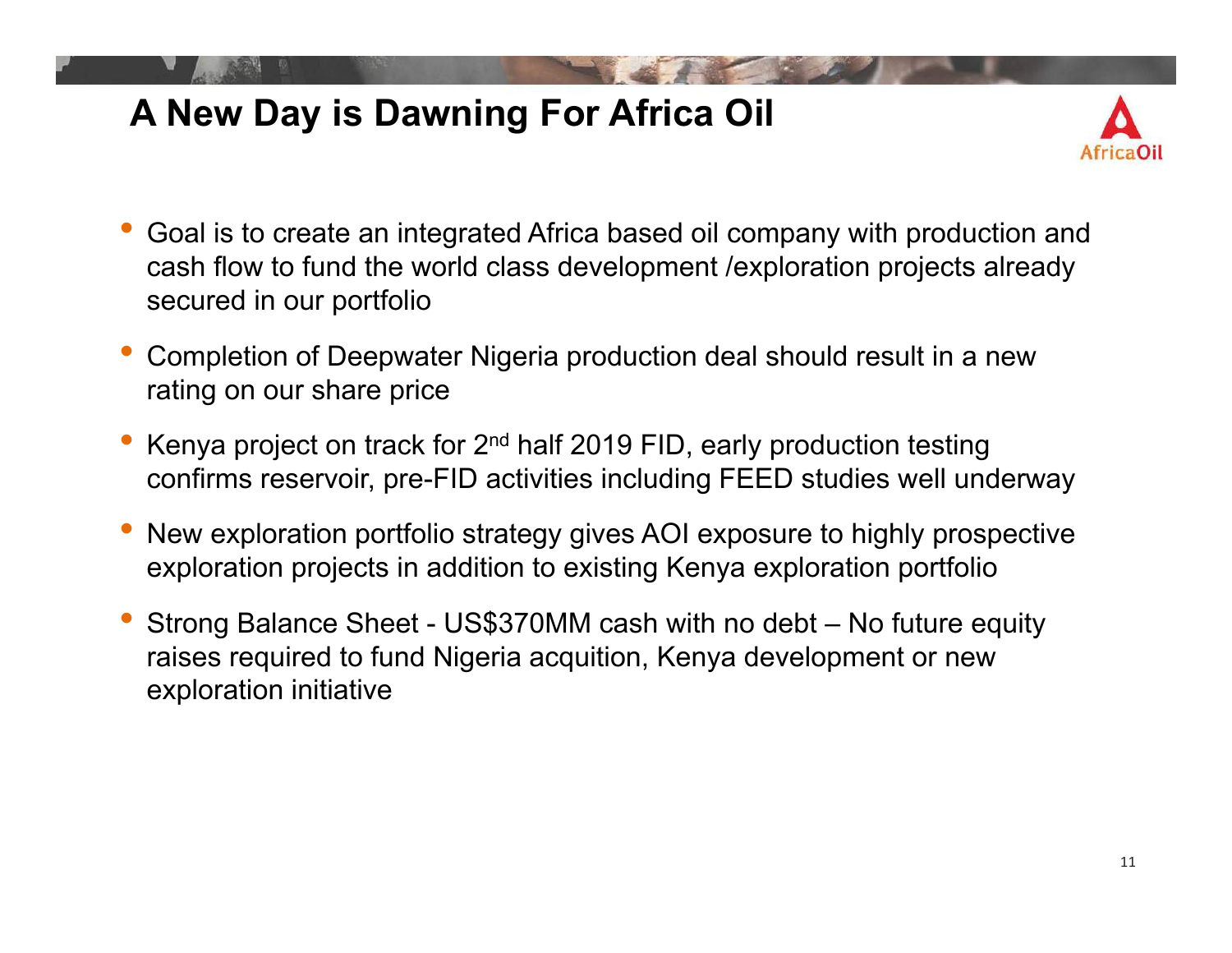# A New Day is Dawning For Africa Oil

- Goal is to create an integrated Africa based oil company with production and cash flow to fund the world class development /exploration projects already secured in our portfolio
- Completion of Deepwater Nigeria production deal should result in a new rating on our share price
- Kenya project on track for 2nd half 2019 FID, early production testing confirms reservoir, pre-FID activities including FEED studies well underway
- New exploration portfolio strategy gives AOI exposure to highly prospective exploration projects in addition to existing Kenya exploration portfolio
- Strong Balance Sheet - US$370MM cash with no debt – No future equity raises required to fund Nigeria acquition, Kenya development or new exploration initiative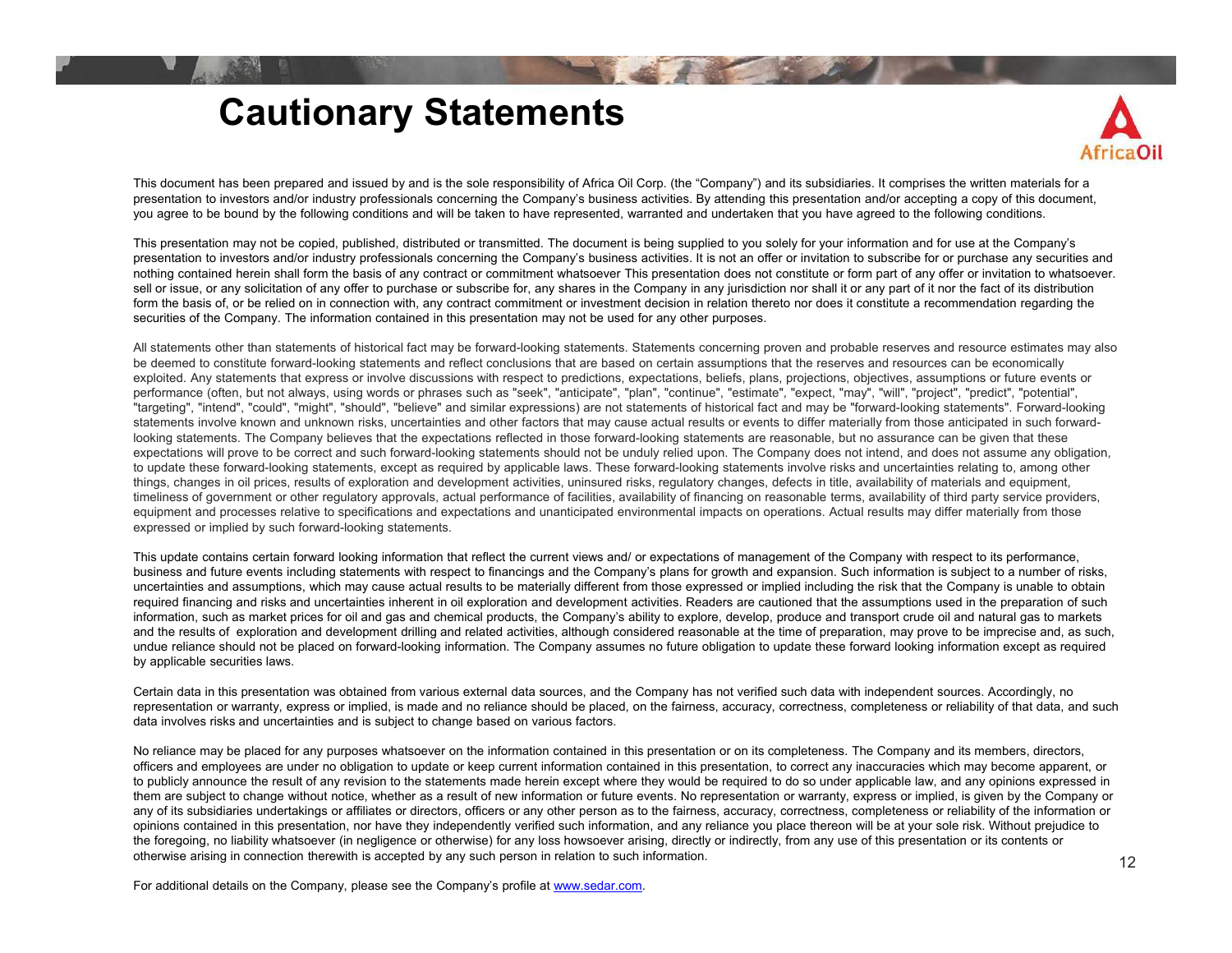# Cautionary Statements

This document has been prepared and issued by and is the sole responsibility of Africa Oil Corp. (the "Company") and its subsidiaries. It comprises the written materials for a presentation to investors and/or industry professionals concerning the Company's business activities. By attending this presentation and/or accepting a copy of this document, you agree to be bound by the following conditions and will be taken to have represented, warranted and undertaken that you have agreed to the following conditions.

This presentation may not be copied, published, distributed or transmitted. The document is being supplied to you solely for your information and for use at the Company's presentation to investors and/or industry professionals concerning the Company's business activities. It is not an offer or invitation to subscribe for or purchase any securities and nothing contained herein shall form the basis of any contract or commitment whatsoever This presentation does not constitute or form part of any offer or invitation to whatsoever. sell or issue, or any solicitation of any offer to purchase or subscribe for, any shares in the Company in any jurisdiction nor shall it or any part of it nor the fact of its distribution form the basis of, or be relied on in connection with, any contract commitment or investment decision in relation thereto nor does it constitute a recommendation regarding the securities of the Company. The information contained in this presentation may not be used for any other purposes.

All statements other than statements of historical fact may be forward-looking statements. Statements concerning proven and probable reserves and resource estimates may also be deemed to constitute forward-looking statements and reflect conclusions that are based on certain assumptions that the reserves and resources can be economically exploited. Any statements that express or involve discussions with respect to predictions, expectations, beliefs, plans, projections, objectives, assumptions or future events or performance (often, but not always, using words or phrases such as "seek", "anticipate", "plan", "continue", "estimate", "expect, "may", "will", "project", "predict", "potential", "targeting", "intend", "could", "might", "should", "believe" and similar expressions) are not statements of historical fact and may be "forward-looking statements". Forward-looking statements involve known and unknown risks, uncertainties and other factors that may cause actual results or events to differ materially from those anticipated in such forward-looking statements. The Company believes that the expectations reflected in those forward-looking statements are reasonable, but no assurance can be given that these expectations will prove to be correct and such forward-looking statements should not be unduly relied upon. The Company does not intend, and does not assume any obligation, to update these forward-looking statements, except as required by applicable laws. These forward-looking statements involve risks and uncertainties relating to, among other things, changes in oil prices, results of exploration and development activities, uninsured risks, regulatory changes, defects in title, availability of materials and equipment, timeliness of government or other regulatory approvals, actual performance of facilities, availability of financing on reasonable terms, availability of third party service providers, equipment and processes relative to specifications and expectations and unanticipated environmental impacts on operations. Actual results may differ materially from those expressed or implied by such forward-looking statements.

This update contains certain forward looking information that reflect the current views and/ or expectations of management of the Company with respect to its performance, business and future events including statements with respect to financings and the Company's plans for growth and expansion. Such information is subject to a number of risks, uncertainties and assumptions, which may cause actual results to be materially different from those expressed or implied including the risk that the Company is unable to obtain required financing and risks and uncertainties inherent in oil exploration and development activities. Readers are cautioned that the assumptions used in the preparation of such information, such as market prices for oil and gas and chemical products, the Company's ability to explore, develop, produce and transport crude oil and natural gas to markets and the results of exploration and development drilling and related activities, although considered reasonable at the time of preparation, may prove to be imprecise and, as such, undue reliance should not be placed on forward-looking information. The Company assumes no future obligation to update these forward looking information except as required by applicable securities laws.

Certain data in this presentation was obtained from various external data sources, and the Company has not verified such data with independent sources. Accordingly, no representation or warranty, express or implied, is made and no reliance should be placed, on the fairness, accuracy, correctness, completeness or reliability of that data, and such data involves risks and uncertainties and is subject to change based on various factors.

No reliance may be placed for any purposes whatsoever on the information contained in this presentation or on its completeness. The Company and its members, directors, officers and employees are under no obligation to update or keep current information contained in this presentation, to correct any inaccuracies which may become apparent, or to publicly announce the result of any revision to the statements made herein except where they would be required to do so under applicable law, and any opinions expressed in them are subject to change without notice, whether as a result of new information or future events. No representation or warranty, express or implied, is given by the Company or any of its subsidiaries undertakings or affiliates or directors, officers or any other person as to the fairness, accuracy, correctness, completeness or reliability of the information or opinions contained in this presentation, nor have they independently verified such information, and any reliance you place thereon will be at your sole risk. Without prejudice to the foregoing, no liability whatsoever (in negligence or otherwise) for any loss howsoever arising, directly or indirectly, from any use of this presentation or its contents or otherwise arising in connection therewith is accepted by any such person in relation to such information.

For additional details on the Company, please see the Company's profile at www.sedar.com.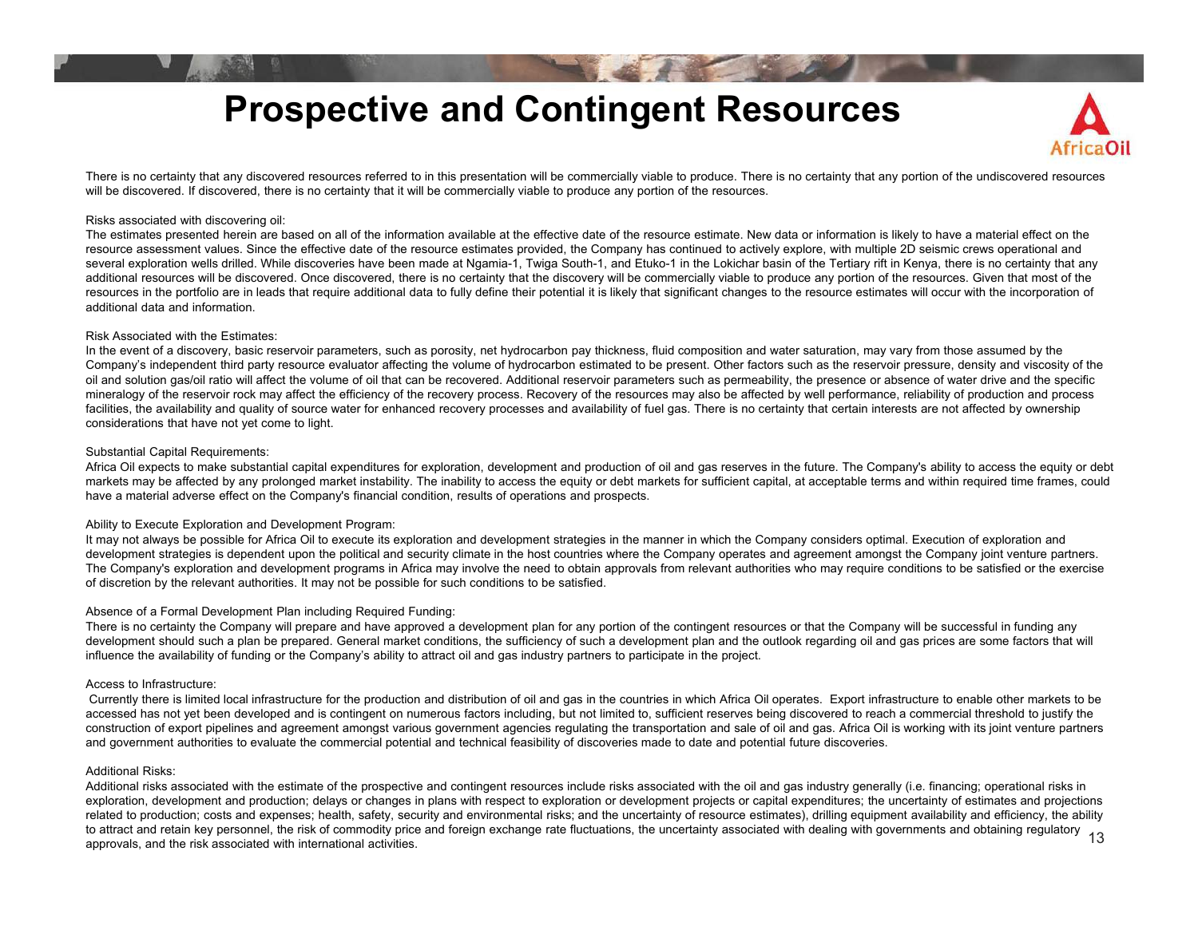# Prospective and Contingent Resources

There is no certainty that any discovered resources referred to in this presentation will be commercially viable to produce. There is no certainty that any portion of the undiscovered resources will be discovered. If discovered, there is no certainty that it will be commercially viable to produce any portion of the resources.

Risks associated with discovering oil:
The estimates presented herein are based on all of the information available at the effective date of the resource estimate. New data or information is likely to have a material effect on the resource assessment values. Since the effective date of the resource estimates provided, the Company has continued to actively explore, with multiple 2D seismic crews operational and several exploration wells drilled. While discoveries have been made at Ngamia-1, Twiga South-1, and Etuko-1 in the Lokichar basin of the Tertiary rift in Kenya, there is no certainty that any additional resources will be discovered. Once discovered, there is no certainty that the discovery will be commercially viable to produce any portion of the resources. Given that most of the resources in the portfolio are in leads that require additional data to fully define their potential it is likely that significant changes to the resource estimates will occur with the incorporation of additional data and information.

Risk Associated with the Estimates:
In the event of a discovery, basic reservoir parameters, such as porosity, net hydrocarbon pay thickness, fluid composition and water saturation, may vary from those assumed by the Company's independent third party resource evaluator affecting the volume of hydrocarbon estimated to be present. Other factors such as the reservoir pressure, density and viscosity of the oil and solution gas/oil ratio will affect the volume of oil that can be recovered. Additional reservoir parameters such as permeability, the presence or absence of water drive and the specific mineralogy of the reservoir rock may affect the efficiency of the recovery process. Recovery of the resources may also be affected by well performance, reliability of production and process facilities, the availability and quality of source water for enhanced recovery processes and availability of fuel gas. There is no certainty that certain interests are not affected by ownership considerations that have not yet come to light.

Substantial Capital Requirements:
Africa Oil expects to make substantial capital expenditures for exploration, development and production of oil and gas reserves in the future. The Company's ability to access the equity or debt markets may be affected by any prolonged market instability. The inability to access the equity or debt markets for sufficient capital, at acceptable terms and within required time frames, could have a material adverse effect on the Company's financial condition, results of operations and prospects.

Ability to Execute Exploration and Development Program:
It may not always be possible for Africa Oil to execute its exploration and development strategies in the manner in which the Company considers optimal. Execution of exploration and development strategies is dependent upon the political and security climate in the host countries where the Company operates and agreement amongst the Company joint venture partners. The Company's exploration and development programs in Africa may involve the need to obtain approvals from relevant authorities who may require conditions to be satisfied or the exercise of discretion by the relevant authorities. It may not be possible for such conditions to be satisfied.

Absence of a Formal Development Plan including Required Funding:
There is no certainty the Company will prepare and have approved a development plan for any portion of the contingent resources or that the Company will be successful in funding any development should such a plan be prepared. General market conditions, the sufficiency of such a development plan and the outlook regarding oil and gas prices are some factors that will influence the availability of funding or the Company's ability to attract oil and gas industry partners to participate in the project.

Access to Infrastructure:
Currently there is limited local infrastructure for the production and distribution of oil and gas in the countries in which Africa Oil operates. Export infrastructure to enable other markets to be accessed has not yet been developed and is contingent on numerous factors including, but not limited to, sufficient reserves being discovered to reach a commercial threshold to justify the construction of export pipelines and agreement amongst various government agencies regulating the transportation and sale of oil and gas. Africa Oil is working with its joint venture partners and government authorities to evaluate the commercial potential and technical feasibility of discoveries made to date and potential future discoveries.

Additional Risks:
Additional risks associated with the estimate of the prospective and contingent resources include risks associated with the oil and gas industry generally (i.e. financing; operational risks in exploration, development and production; delays or changes in plans with respect to exploration or development projects or capital expenditures; the uncertainty of estimates and projections related to production; costs and expenses; health, safety, security and environmental risks; and the uncertainty of resource estimates), drilling equipment availability and efficiency, the ability to attract and retain key personnel, the risk of commodity price and foreign exchange rate fluctuations, the uncertainty associated with dealing with governments and obtaining regulatory approvals, and the risk associated with international activities.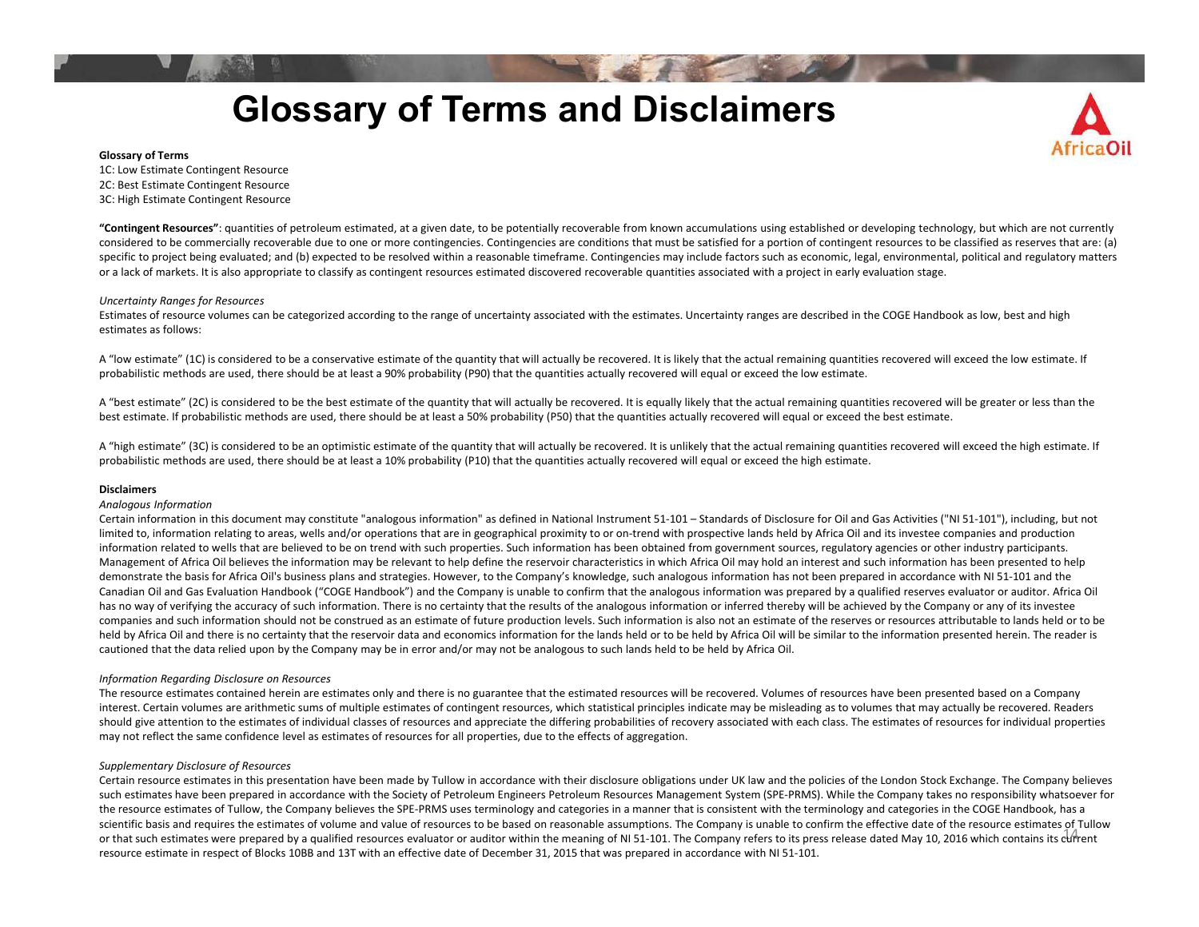# Glossary of Terms and Disclaimers

**Glossary of Terms**

1C: Low Estimate Contingent Resource
2C: Best Estimate Contingent Resource
3C: High Estimate Contingent Resource

**"Contingent Resources"**: quantities of petroleum estimated, at a given date, to be potentially recoverable from known accumulations using established or developing technology, but which are not currently considered to be commercially recoverable due to one or more contingencies. Contingencies are conditions that must be satisfied for a portion of contingent resources to be classified as reserves that are: (a) specific to project being evaluated; and (b) expected to be resolved within a reasonable timeframe. Contingencies may include factors such as economic, legal, environmental, political and regulatory matters or a lack of markets. It is also appropriate to classify as contingent resources estimated discovered recoverable quantities associated with a project in early evaluation stage.

*Uncertainty Ranges for Resources*

Estimates of resource volumes can be categorized according to the range of uncertainty associated with the estimates. Uncertainty ranges are described in the COGE Handbook as low, best and high estimates as follows:

A "low estimate" (1C) is considered to be a conservative estimate of the quantity that will actually be recovered. It is likely that the actual remaining quantities recovered will exceed the low estimate. If probabilistic methods are used, there should be at least a 90% probability (P90) that the quantities actually recovered will equal or exceed the low estimate.

A "best estimate" (2C) is considered to be the best estimate of the quantity that will actually be recovered. It is equally likely that the actual remaining quantities recovered will be greater or less than the best estimate. If probabilistic methods are used, there should be at least a 50% probability (P50) that the quantities actually recovered will equal or exceed the best estimate.

A "high estimate" (3C) is considered to be an optimistic estimate of the quantity that will actually be recovered. It is unlikely that the actual remaining quantities recovered will exceed the high estimate. If probabilistic methods are used, there should be at least a 10% probability (P10) that the quantities actually recovered will equal or exceed the high estimate.

**Disclaimers**

*Analogous Information*

Certain information in this document may constitute "analogous information" as defined in National Instrument 51-101 – Standards of Disclosure for Oil and Gas Activities ("NI 51-101"), including, but not limited to, information relating to areas, wells and/or operations that are in geographical proximity to or on-trend with prospective lands held by Africa Oil and its investee companies and production information related to wells that are believed to be on trend with such properties. Such information has been obtained from government sources, regulatory agencies or other industry participants. Management of Africa Oil believes the information may be relevant to help define the reservoir characteristics in which Africa Oil may hold an interest and such information has been presented to help demonstrate the basis for Africa Oil's business plans and strategies. However, to the Company's knowledge, such analogous information has not been prepared in accordance with NI 51-101 and the Canadian Oil and Gas Evaluation Handbook ("COGE Handbook") and the Company is unable to confirm that the analogous information was prepared by a qualified reserves evaluator or auditor. Africa Oil has no way of verifying the accuracy of such information. There is no certainty that the results of the analogous information or inferred thereby will be achieved by the Company or any of its investee companies and such information should not be construed as an estimate of future production levels. Such information is also not an estimate of the reserves or resources attributable to lands held or to be held by Africa Oil and there is no certainty that the reservoir data and economics information for the lands held or to be held by Africa Oil will be similar to the information presented herein. The reader is cautioned that the data relied upon by the Company may be in error and/or may not be analogous to such lands held to be held by Africa Oil.

*Information Regarding Disclosure on Resources*

The resource estimates contained herein are estimates only and there is no guarantee that the estimated resources will be recovered. Volumes of resources have been presented based on a Company interest. Certain volumes are arithmetic sums of multiple estimates of contingent resources, which statistical principles indicate may be misleading as to volumes that may actually be recovered. Readers should give attention to the estimates of individual classes of resources and appreciate the differing probabilities of recovery associated with each class. The estimates of resources for individual properties may not reflect the same confidence level as estimates of resources for all properties, due to the effects of aggregation.

*Supplementary Disclosure of Resources*

Certain resource estimates in this presentation have been made by Tullow in accordance with their disclosure obligations under UK law and the policies of the London Stock Exchange. The Company believes such estimates have been prepared in accordance with the Society of Petroleum Engineers Petroleum Resources Management System (SPE-PRMS). While the Company takes no responsibility whatsoever for the resource estimates of Tullow, the Company believes the SPE-PRMS uses terminology and categories in a manner that is consistent with the terminology and categories in the COGE Handbook, has a scientific basis and requires the estimates of volume and value of resources to be based on reasonable assumptions. The Company is unable to confirm the effective date of the resource estimates of Tullow or that such estimates were prepared by a qualified resources evaluator or auditor within the meaning of NI 51-101. The Company refers to its press release dated May 10, 2016 which contains its current resource estimate in respect of Blocks 10BB and 13T with an effective date of December 31, 2015 that was prepared in accordance with NI 51-101.